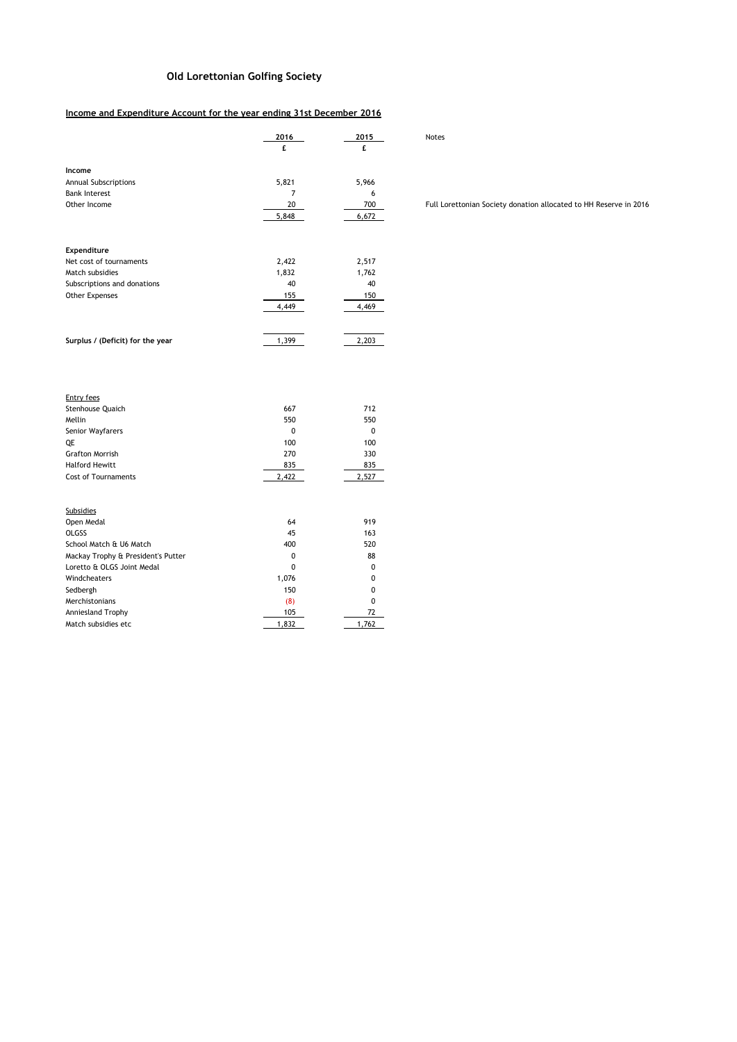# Old Lorettonian Golfing Society

## Income and Expenditure Account for the year ending 31st December 2016

| | 2016 | 2015 | Notes |
|---|---|---|---|
| | £ | £ | |
| **Income** | | | |
| Annual Subscriptions | 5,821 | 5,966 | |
| Bank Interest | 7 | 6 | |
| Other Income | 20 | 700 | Full Lorettonian Society donation allocated to HH Reserve in 2016 |
| | 5,848 | 6,672 | |
| **Expenditure** | | | |
| Net cost of tournaments | 2,422 | 2,517 | |
| Match subsidies | 1,832 | 1,762 | |
| Subscriptions and donations | 40 | 40 | |
| Other Expenses | 155 | 150 | |
| | 4,449 | 4,469 | |
| **Surplus / (Deficit) for the year** | 1,399 | 2,203 | |

| Entry fees | 2016 | 2015 |
|---|---|---|
| Stenhouse Quaich | 667 | 712 |
| Mellin | 550 | 550 |
| Senior Wayfarers | 0 | 0 |
| QE | 100 | 100 |
| Grafton Morrish | 270 | 330 |
| Halford Hewitt | 835 | 835 |
| Cost of Tournaments | 2,422 | 2,527 |

| Subsidies | 2016 | 2015 |
|---|---|---|
| Open Medal | 64 | 919 |
| OLGSS | 45 | 163 |
| School Match & U6 Match | 400 | 520 |
| Mackay Trophy & President's Putter | 0 | 88 |
| Loretto & OLGS Joint Medal | 0 | 0 |
| Windcheaters | 1,076 | 0 |
| Sedbergh | 150 | 0 |
| Merchistonians | (8) | 0 |
| Anniesland Trophy | 105 | 72 |
| Match subsidies etc | 1,832 | 1,762 |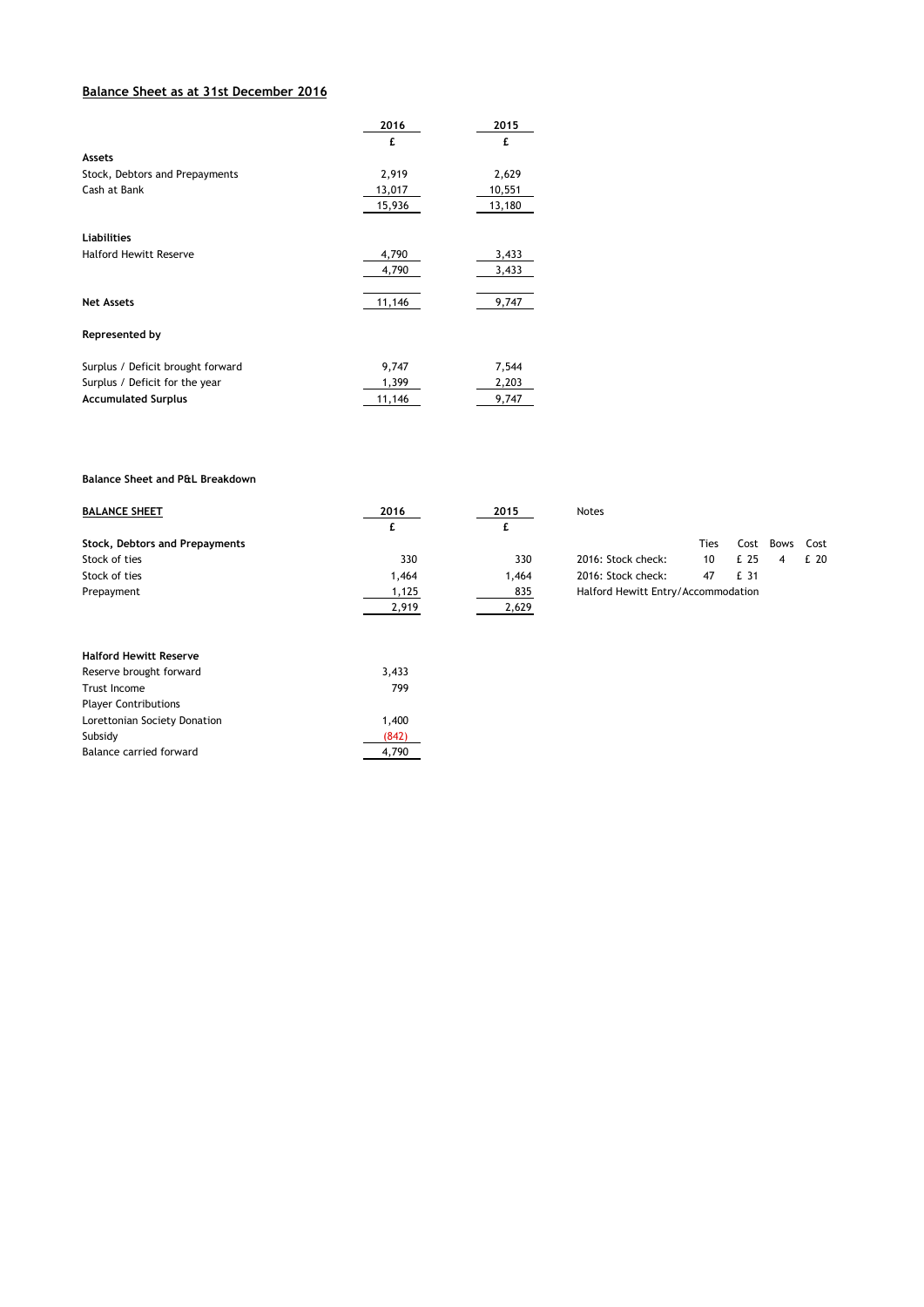## Balance Sheet as at 31st December 2016

| | 2016 | 2015 |
|---|---|---|
| | £ | £ |
| **Assets** | | |
| Stock, Debtors and Prepayments | 2,919 | 2,629 |
| Cash at Bank | 13,017 | 10,551 |
| | 15,936 | 13,180 |
| **Liabilities** | | |
| Halford Hewitt Reserve | 4,790 | 3,433 |
| | 4,790 | 3,433 |
| **Net Assets** | 11,146 | 9,747 |
| **Represented by** | | |
| Surplus / Deficit brought forward | 9,747 | 7,544 |
| Surplus / Deficit for the year | 1,399 | 2,203 |
| **Accumulated Surplus** | 11,146 | 9,747 |

**Balance Sheet and P&L Breakdown**

| **BALANCE SHEET** | 2016 | 2015 | Notes | | | | | |
|---|---|---|---|---|---|---|---|---|
| | £ | £ | | | | | | |
| **Stock, Debtors and Prepayments** | | | | Ties | Cost | Bows | Cost |
| Stock of ties | 330 | 330 | 2016: Stock check: | 10 | £ 25 | 4 | £ 20 |
| Stock of ties | 1,464 | 1,464 | 2016: Stock check: | 47 | £ 31 | | |
| Prepayment | 1,125 | 835 | Halford Hewitt Entry/Accommodation | | | | |
| | 2,919 | 2,629 | | | | | |

| **Halford Hewitt Reserve** | |
|---|---|
| Reserve brought forward | 3,433 |
| Trust Income | 799 |
| Player Contributions | |
| Lorettonian Society Donation | 1,400 |
| Subsidy | (842) |
| Balance carried forward | 4,790 |